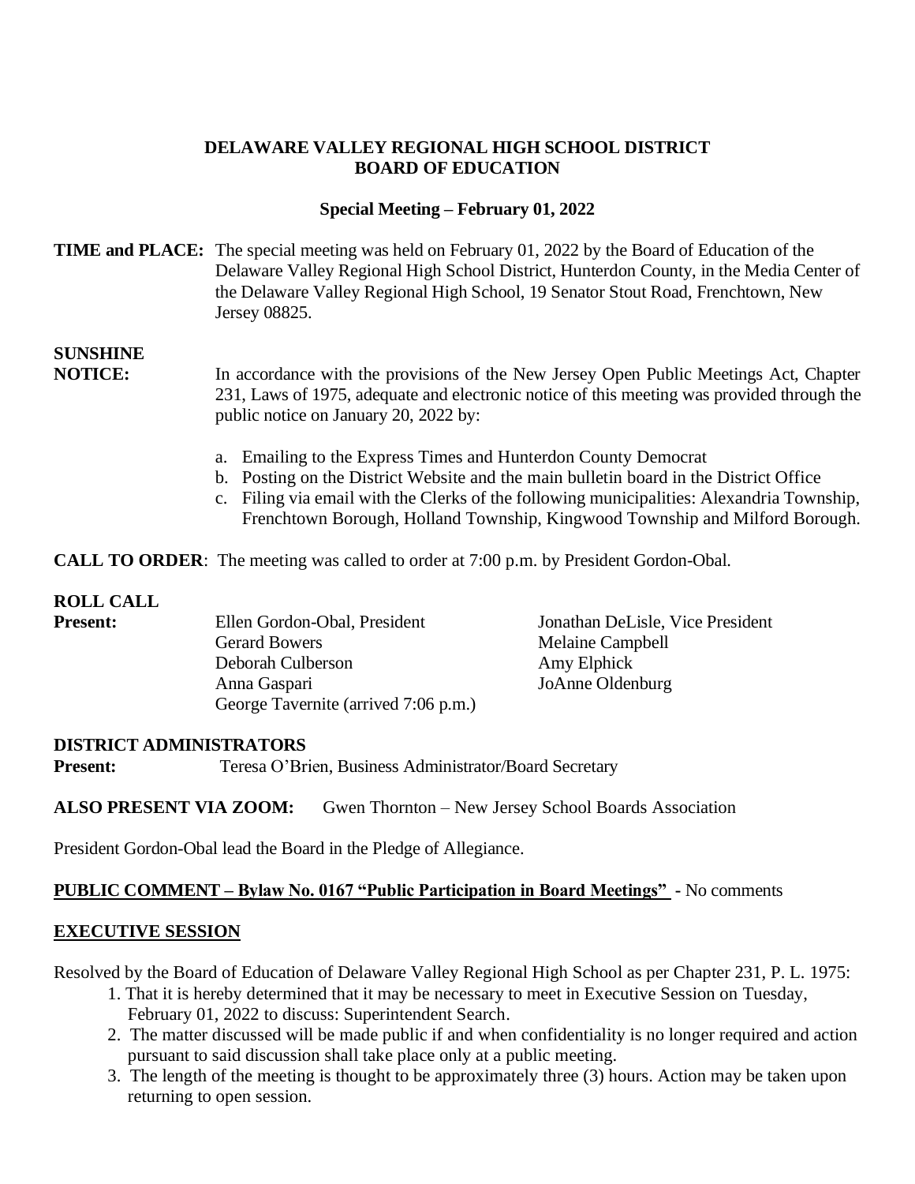# DELAWARE VALLEY REGIONAL HIGH SCHOOL DISTRICT
# BOARD OF EDUCATION

## Special Meeting – February 01, 2022

**TIME and PLACE:** The special meeting was held on February 01, 2022 by the Board of Education of the Delaware Valley Regional High School District, Hunterdon County, in the Media Center of the Delaware Valley Regional High School, 19 Senator Stout Road, Frenchtown, New Jersey 08825.

**SUNSHINE NOTICE:** In accordance with the provisions of the New Jersey Open Public Meetings Act, Chapter 231, Laws of 1975, adequate and electronic notice of this meeting was provided through the public notice on January 20, 2022 by:

a. Emailing to the Express Times and Hunterdon County Democrat
b. Posting on the District Website and the main bulletin board in the District Office
c. Filing via email with the Clerks of the following municipalities: Alexandria Township, Frenchtown Borough, Holland Township, Kingwood Township and Milford Borough.

**CALL TO ORDER**: The meeting was called to order at 7:00 p.m. by President Gordon-Obal.

**ROLL CALL**

**Present:**

Ellen Gordon-Obal, President
Jonathan DeLisle, Vice President
Gerard Bowers
Melaine Campbell
Deborah Culberson
Amy Elphick
Anna Gaspari
JoAnne Oldenburg
George Tavernite (arrived 7:06 p.m.)

**DISTRICT ADMINISTRATORS**

**Present:** Teresa O'Brien, Business Administrator/Board Secretary

**ALSO PRESENT VIA ZOOM:** Gwen Thornton – New Jersey School Boards Association

President Gordon-Obal lead the Board in the Pledge of Allegiance.

**PUBLIC COMMENT – Bylaw No. 0167 "Public Participation in Board Meetings"** - No comments

**EXECUTIVE SESSION**

Resolved by the Board of Education of Delaware Valley Regional High School as per Chapter 231, P. L. 1975:

1. That it is hereby determined that it may be necessary to meet in Executive Session on Tuesday, February 01, 2022 to discuss: Superintendent Search.
2. The matter discussed will be made public if and when confidentiality is no longer required and action pursuant to said discussion shall take place only at a public meeting.
3. The length of the meeting is thought to be approximately three (3) hours. Action may be taken upon returning to open session.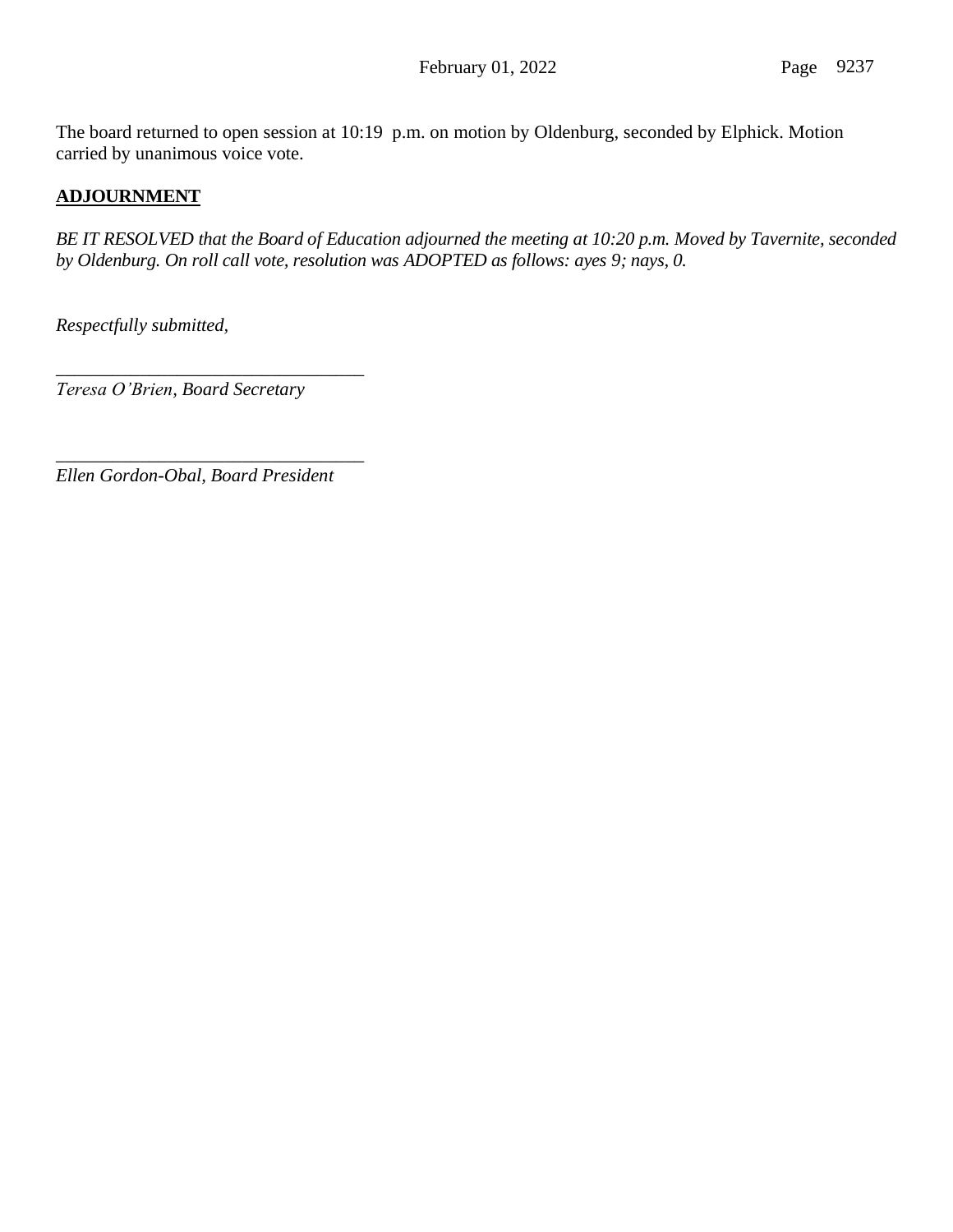The board returned to open session at 10:19 p.m. on motion by Oldenburg, seconded by Elphick. Motion carried by unanimous voice vote.

**ADJOURNMENT**

*BE IT RESOLVED that the Board of Education adjourned the meeting at 10:20 p.m. Moved by Tavernite, seconded by Oldenburg. On roll call vote, resolution was ADOPTED as follows: ayes 9; nays, 0.*

*Respectfully submitted,*

_________________________________
*Teresa O'Brien, Board Secretary*

_________________________________
*Ellen Gordon-Obal, Board President*